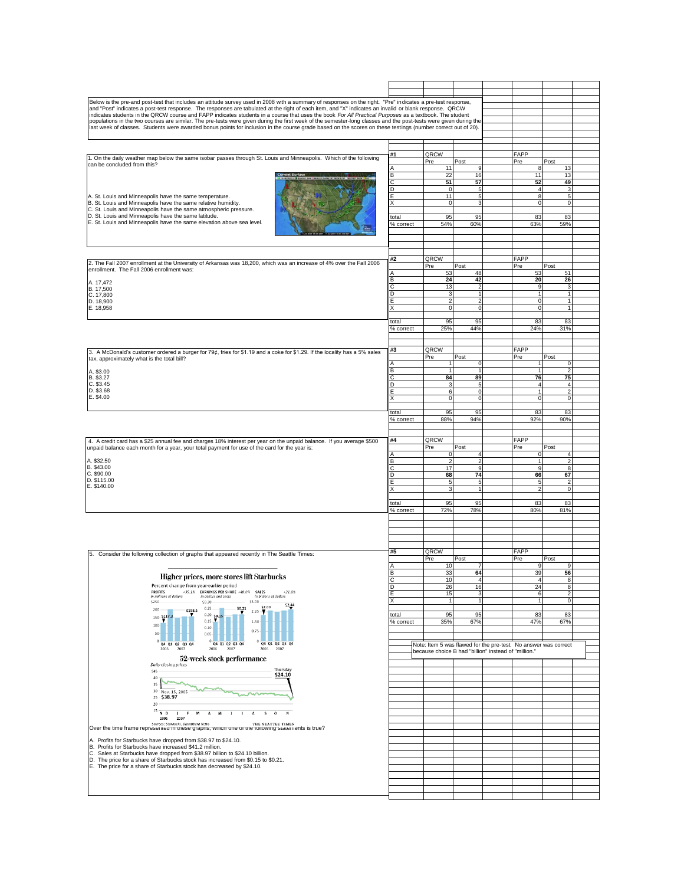Below is the pre-and post-test that includes an attitude survey used in 2008 with a summary of responses on the right. "Pre" indicates a pre-test response, and "Post" indicates a post-test response. The responses are tabulated at the right of each item, and "X" indicates an invalid or blank response. QRCW indicates students in the QRCW course and FAPP indicates students in a course that uses the book *For All Practical Purposes* as a textbook. The student populations in the two courses are similar. The pre-tests were given during the first week of the semester-long classes and the post-tests were given during the last week of classes. Students were awarded bonus points for inclusion in the course grade based on the scores on these testings (number correct out of 20).

1. On the daily weather map below the same isobar passes through St. Louis and Minneapolis. Which of the following can be concluded from this?

A. St. Louis and Minneapolis have the same temperature.
B. St. Louis and Minneapolis have the same relative humidity.
C. St. Louis and Minneapolis have the same atmospheric pressure.
D. St. Louis and Minneapolis have the same latitude.
E. St. Louis and Minneapolis have the same elevation above sea level.

| #1 | QRCW Pre | QRCW Post | FAPP Pre | FAPP Post |
|---|---|---|---|---|
| A | 11 | 9 | 8 | 13 |
| B | 22 | 16 | 11 | 13 |
| C | **51** | **57** | **52** | **49** |
| D | 0 | 5 | 4 | 3 |
| E | 11 | 5 | 8 | 5 |
| X | 0 | 3 | 0 | 0 |
| total | 95 | 95 | 83 | 83 |
| % correct | 54% | 60% | 63% | 59% |

2. The Fall 2007 enrollment at the University of Arkansas was 18,200, which was an increase of 4% over the Fall 2006 enrollment. The Fall 2006 enrollment was:

A. 17,472
B. 17,500
C. 17,800
D. 18,900
E. 18,958

| #2 | QRCW Pre | QRCW Post | FAPP Pre | FAPP Post |
|---|---|---|---|---|
| A | 53 | 48 | 53 | 51 |
| B | **24** | **42** | **20** | **26** |
| C | 13 | 2 | 9 | 3 |
| D | 3 | 1 | 1 | 1 |
| E | 2 | 2 | 0 | 1 |
| X | 0 | 0 | 0 | 1 |
| total | 95 | 95 | 83 | 83 |
| % correct | 25% | 44% | 24% | 31% |

3. A McDonald's customer ordered a burger for 79¢, fries for $1.19 and a coke for $1.29. If the locality has a 5% sales tax, approximately what is the total bill?

A. $3.00
B. $3.27
C. $3.45
D. $3.68
E. $4.00

| #3 | QRCW Pre | QRCW Post | FAPP Pre | FAPP Post |
|---|---|---|---|---|
| A | 1 | 0 | 1 | 0 |
| B | 1 | 1 | 1 | 2 |
| C | **84** | **89** | **76** | **75** |
| D | 3 | 5 | 4 | 4 |
| E | 6 | 0 | 1 | 2 |
| X | 0 | 0 | 0 | 0 |
| total | 95 | 95 | 83 | 83 |
| % correct | 88% | 94% | 92% | 90% |

4. A credit card has a $25 annual fee and charges 18% interest per year on the unpaid balance. If you average $500 unpaid balance each month for a year, your total payment for use of the card for the year is:

A. $32.50
B. $43.00
C. $90.00
D. $115.00
E. $140.00

| #4 | QRCW Pre | QRCW Post | FAPP Pre | FAPP Post |
|---|---|---|---|---|
| A | 0 | 4 | 0 | 4 |
| B | 2 | 2 | 1 | 2 |
| C | 17 | 9 | 9 | 8 |
| D | **68** | **74** | **66** | **67** |
| E | 5 | 5 | 5 | 2 |
| X | 3 | 1 | 2 | 0 |
| total | 95 | 95 | 83 | 83 |
| % correct | 72% | 78% | 80% | 81% |

5. Consider the following collection of graphs that appeared recently in The Seattle Times:

Over the time frame represented in these graphs, which one of the following statements is true?

A. Profits for Starbucks have dropped from $38.97 to $24.10.
B. Profits for Starbucks have increased $41.2 million.
C. Sales at Starbucks have dropped from $38.97 billion to $24.10 billion.
D. The price for a share of Starbucks stock has increased from $0.15 to $0.21.
E. The price for a share of Starbucks stock has decreased by $24.10.

| #5 | QRCW Pre | QRCW Post | FAPP Pre | FAPP Post |
|---|---|---|---|---|
| A | 10 | 7 | 9 | 9 |
| B | 33 | **64** | 39 | **56** |
| C | 10 | 4 | 4 | 8 |
| D | 26 | 16 | 24 | 8 |
| E | 15 | 3 | 6 | 2 |
| X | 1 | 1 | 1 | 0 |
| total | 95 | 95 | 83 | 83 |
| % correct | 35% | 67% | 47% | 67% |

Note: Item 5 was flawed for the pre-test. No answer was correct because choice B had "billion" instead of "million."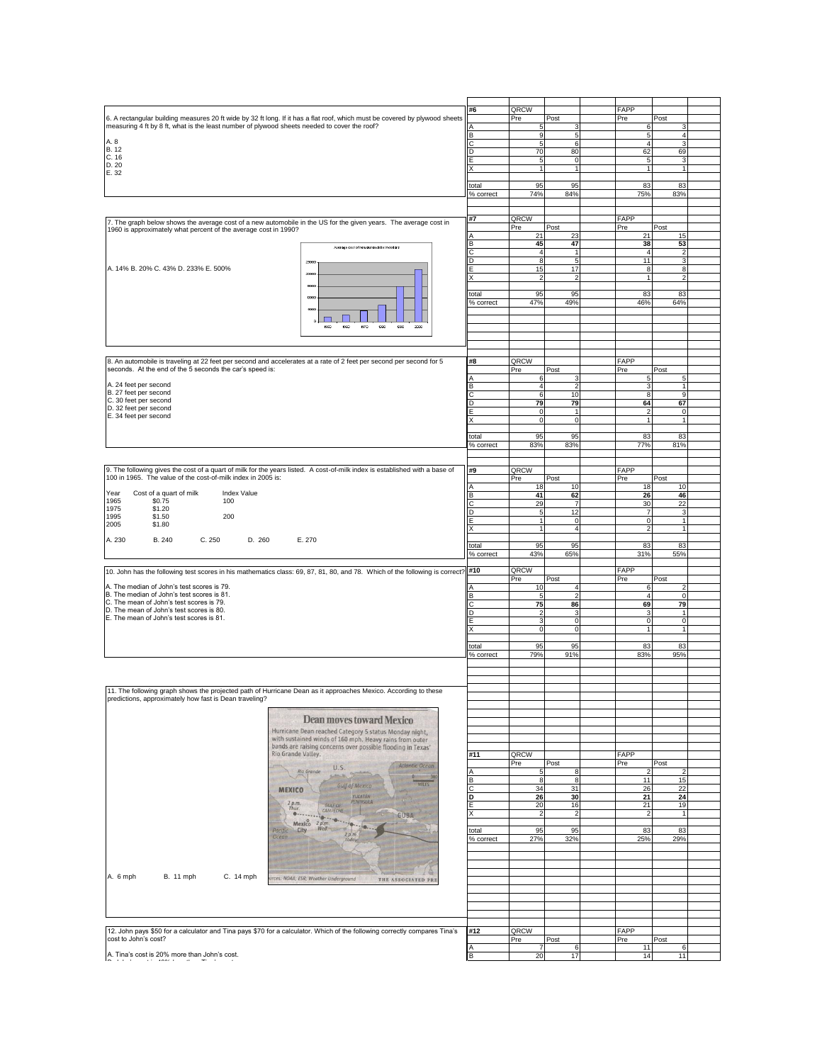6. A rectangular building measures 20 ft wide by 32 ft long. If it has a flat roof, which must be covered by plywood sheets measuring 4 ft by 8 ft, what is the least number of plywood sheets needed to cover the roof?

A. 8
B. 12
C. 16
D. 20
E. 32

| #6 | QRCW | | FAPP | |
|---|---|---|---|---|
| | Pre | Post | Pre | Post |
| A | 5 | 3 | 6 | 3 |
| B | 9 | 5 | 5 | 4 |
| C | 5 | 6 | 4 | 3 |
| D | 70 | 80 | 62 | 69 |
| E | 5 | 0 | 5 | 3 |
| X | 1 | 1 | 1 | 1 |
| total | 95 | 95 | 83 | 83 |
| % correct | 74% | 84% | 75% | 83% |

7. The graph below shows the average cost of a new automobile in the US for the given years. The average cost in 1960 is approximately what percent of the average cost in 1990?

A. 14% B. 20% C. 43% D. 233% E. 500%

Average cost of new automobile in the US

| #7 | QRCW | | FAPP | |
|---|---|---|---|---|
| | Pre | Post | Pre | Post |
| A | 21 | 23 | 21 | 15 |
| **B** | **45** | **47** | **38** | **53** |
| C | 4 | 1 | 4 | 2 |
| D | 8 | 5 | 11 | 3 |
| E | 15 | 17 | 8 | 8 |
| X | 2 | 2 | 1 | 2 |
| total | 95 | 95 | 83 | 83 |
| % correct | 47% | 49% | 46% | 64% |

8. An automobile is traveling at 22 feet per second and accelerates at a rate of 2 feet per second per second for 5 seconds. At the end of the 5 seconds the car's speed is:

A. 24 feet per second
B. 27 feet per second
C. 30 feet per second
D. 32 feet per second
E. 34 feet per second

| #8 | QRCW | | FAPP | |
|---|---|---|---|---|
| | Pre | Post | Pre | Post |
| A | 6 | 3 | 5 | 5 |
| B | 4 | 2 | 3 | 1 |
| C | 6 | 10 | 8 | 9 |
| **D** | **79** | **79** | **64** | **67** |
| E | 0 | 1 | 2 | 0 |
| X | 0 | 0 | 1 | 1 |
| total | 95 | 95 | 83 | 83 |
| % correct | 83% | 83% | 77% | 81% |

9. The following gives the cost of a quart of milk for the years listed. A cost-of-milk index is established with a base of 100 in 1965. The value of the cost-of-milk index in 2005 is:

| Year | Cost of a quart of milk | Index Value |
|---|---|---|
| 1965 | $0.75 | 100 |
| 1975 | $1.20 | |
| 1995 | $1.50 | 200 |
| 2005 | $1.80 | |

A. 230 B. 240 C. 250 D. 260 E. 270

| #9 | QRCW | | FAPP | |
|---|---|---|---|---|
| | Pre | Post | Pre | Post |
| A | 18 | 10 | 18 | 10 |
| **B** | **41** | **62** | **26** | **46** |
| C | 29 | 7 | 30 | 22 |
| D | 5 | 12 | 7 | 3 |
| E | 1 | 0 | 0 | 1 |
| X | 1 | 4 | 2 | 1 |
| total | 95 | 95 | 83 | 83 |
| % correct | 43% | 65% | 31% | 55% |

10. John has the following test scores in his mathematics class: 69, 87, 81, 80, and 78. Which of the following is correct?

A. The median of John's test scores is 79.
B. The median of John's test scores is 81.
C. The mean of John's test scores is 79.
D. The mean of John's test scores is 80.
E. The mean of John's test scores is 81.

| #10 | QRCW | | FAPP | |
|---|---|---|---|---|
| | Pre | Post | Pre | Post |
| A | 10 | 4 | 6 | 2 |
| B | 5 | 2 | 4 | 0 |
| **C** | **75** | **86** | **69** | **79** |
| D | 2 | 3 | 3 | 1 |
| E | 3 | 0 | 0 | 0 |
| X | 0 | 0 | 1 | 1 |
| total | 95 | 95 | 83 | 83 |
| % correct | 79% | 91% | 83% | 95% |

11. The following graph shows the projected path of Hurricane Dean as it approaches Mexico. According to these predictions, approximately how fast is Dean traveling?

**Dean moves toward Mexico**

Hurricane Dean reached Category 5 status Monday night, with sustained winds of 160 mph. Heavy rains from outer bands are raising concerns over possible flooding in Texas' Rio Grande Valley.

Sources: NOAA; ESR; Weather Underground THE ASSOCIATED PRESS

A. 6 mph B. 11 mph C. 14 mph

| #11 | QRCW | | FAPP | |
|---|---|---|---|---|
| | Pre | Post | Pre | Post |
| A | 5 | 8 | 2 | 2 |
| B | 8 | 8 | 11 | 15 |
| C | 34 | 31 | 26 | 22 |
| **D** | **26** | **30** | **21** | **24** |
| E | 20 | 16 | 21 | 19 |
| X | 2 | 2 | 2 | 1 |
| total | 95 | 95 | 83 | 83 |
| % correct | 27% | 32% | 25% | 29% |

12. John pays $50 for a calculator and Tina pays $70 for a calculator. Which of the following correctly compares Tina's cost to John's cost?

A. Tina's cost is 20% more than John's cost.

| #12 | QRCW | | FAPP | |
|---|---|---|---|---|
| | Pre | Post | Pre | Post |
| A | 7 | 6 | 11 | 6 |
| B | 20 | 17 | 14 | 11 |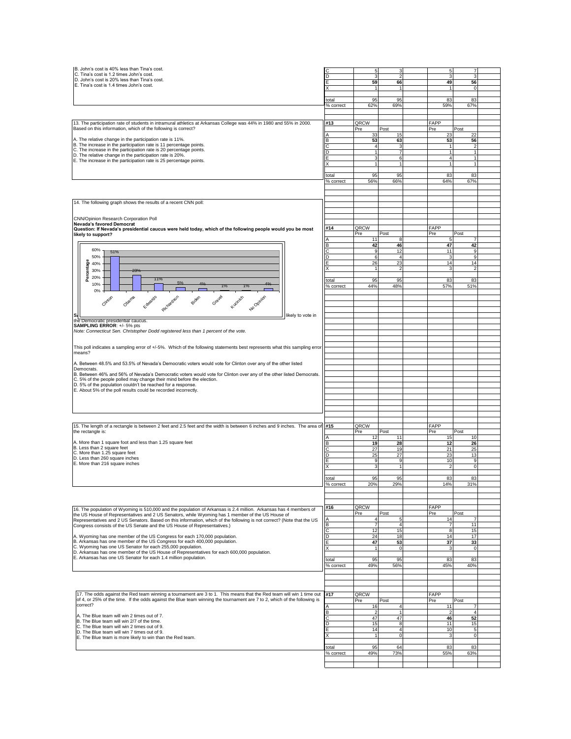B. John's cost is 40% less than Tina's cost.
C. Tina's cost is 1.2 times John's cost.
D. John's cost is 20% less than Tina's cost.
E. Tina's cost is 1.4 times John's cost.

| | | | | | |
|---|---|---|---|---|---|
| C | 5 | 3 | | 5 | 7 |
| D | 3 | 2 | | 3 | 3 |
| E | **59** | **66** | | **49** | **56** |
| X | 1 | 1 | | 1 | 0 |
| total | 95 | 95 | | 83 | 83 |
| % correct | 62% | 69% | | 59% | 67% |

13. The participation rate of students in intramural athletics at Arkansas College was 44% in 1980 and 55% in 2000. Based on this information, which of the following is correct?

A. The relative change in the participation rate is 11%.
B. The increase in the participation rate is 11 percentage points.
C. The increase in the participation rate is 20 percentage points.
D. The relative change in the participation rate is 20%.
E. The increase in the participation rate is 25 percentage points.

| #13 | QRCW | | | FAPP | |
|---|---|---|---|---|---|
| | Pre | Post | | Pre | Post |
| A | 33 | 15 | | 23 | 22 |
| B | **53** | **63** | | **53** | **56** |
| C | 4 | 3 | | 1 | 2 |
| D | 1 | 7 | | 1 | 1 |
| E | 3 | 6 | | 4 | 1 |
| X | 1 | 1 | | 1 | 1 |
| total | 95 | 95 | | 83 | 83 |
| % correct | 56% | 66% | | 64% | 67% |

14. The following graph shows the results of a recent CNN poll:

CNN/Opinion Research Corporation Poll
**Nevada's favored Democrat**
**Question: If Nevada's presidential caucus were held today, which of the following people would you be most likely to support?**

| Candidate | Percentage |
|---|---|
| Clinton | 51% |
| Obama | 23% |
| Edwards | 11% |
| Richardson | 5% |
| Biden | 4% |
| Gravel | 1% |
| Kucinich | 1% |
| No Opinion | 4% |

S... likely to vote in the Democratic presidential caucus.
**SAMPLING ERROR**: +/- 5% pts
*Note: Connecticut Sen. Christopher Dodd registered less than 1 percent of the vote.*

This poll indicates a sampling error of +/-5%. Which of the following statements best represents what this sampling error means?

A. Between 48.5% and 53.5% of Nevada's Democratic voters would vote for Clinton over any of the other listed Democrats.
B. Between 46% and 56% of Nevada's Democratic voters would vote for Clinton over any of the other listed Democrats.
C. 5% of the people polled may change their mind before the election.
D. 5% of the population couldn't be reached for a response.
E. About 5% of the poll results could be recorded incorrectly.

| #14 | QRCW | | | FAPP | |
|---|---|---|---|---|---|
| | Pre | Post | | Pre | Post |
| A | 11 | 8 | | 5 | 7 |
| B | **42** | **46** | | **47** | **42** |
| C | 9 | 12 | | 11 | 9 |
| D | 6 | 4 | | 3 | 9 |
| E | 26 | 23 | | 14 | 14 |
| X | 1 | 2 | | 3 | 2 |
| total | 95 | 95 | | 83 | 83 |
| % correct | 44% | 48% | | 57% | 51% |

15. The length of a rectangle is between 2 feet and 2.5 feet and the width is between 6 inches and 9 inches. The area of the rectangle is:

A. More than 1 square foot and less than 1.25 square feet
B. Less than 2 square feet
C. More than 1.25 square feet
D. Less than 260 square inches
E. More than 216 square inches

| #15 | QRCW | | | FAPP | |
|---|---|---|---|---|---|
| | Pre | Post | | Pre | Post |
| A | 12 | 11 | | 15 | 10 |
| B | **19** | **28** | | **12** | **26** |
| C | 27 | 19 | | 21 | 25 |
| D | 25 | 27 | | 23 | 13 |
| E | 9 | 9 | | 10 | 9 |
| X | 3 | 1 | | 2 | 0 |
| total | 95 | 95 | | 83 | 83 |
| % correct | 20% | 29% | | 14% | 31% |

16. The population of Wyoming is 510,000 and the population of Arkansas is 2.4 million. Arkansas has 4 members of the US House of Representatives and 2 US Senators, while Wyoming has 1 member of the US House of Representatives and 2 US Senators. Based on this information, which of the following is not correct? (Note that the US Congress consists of the US Senate and the US House of Representatives.)

A. Wyoming has one member of the US Congress for each 170,000 population.
B. Arkansas has one member of the US Congress for each 400,000 population.
C. Wyoming has one US Senator for each 255,000 population.
D. Arkansas has one member of the US House of Representatives for each 600,000 population.
E. Arkansas has one US Senator for each 1.4 million population.

| #16 | QRCW | | | FAPP | |
|---|---|---|---|---|---|
| | Pre | Post | | Pre | Post |
| A | 4 | 5 | | 14 | 7 |
| B | 7 | 4 | | 7 | 11 |
| C | 12 | 15 | | 8 | 15 |
| D | 24 | 18 | | 14 | 17 |
| E | **47** | **53** | | **37** | **33** |
| X | 1 | 0 | | 3 | 0 |
| total | 95 | 95 | | 83 | 83 |
| % correct | 49% | 56% | | 45% | 40% |

17. The odds against the Red team winning a tournament are 3 to 1. This means that the Red team will win 1 time out of 4, or 25% of the time. If the odds against the Blue team winning the tournament are 7 to 2, which of the following is correct?

A. The Blue team will win 2 times out of 7.
B. The Blue team will win 2/7 of the time.
C. The Blue team will win 2 times out of 9.
D. The Blue team will win 7 times out of 9.
E. The Blue team is more likely to win than the Red team.

| #17 | QRCW | | | FAPP | |
|---|---|---|---|---|---|
| | Pre | Post | | Pre | Post |
| A | 16 | 4 | | 11 | 7 |
| B | 2 | 1 | | 2 | 4 |
| C | **47** | **47** | | **46** | **52** |
| D | 15 | 8 | | 11 | 15 |
| E | 14 | 4 | | 10 | 5 |
| X | 1 | 0 | | 3 | 0 |
| total | 95 | 64 | | 83 | 83 |
| % correct | 49% | 73% | | 55% | 63% |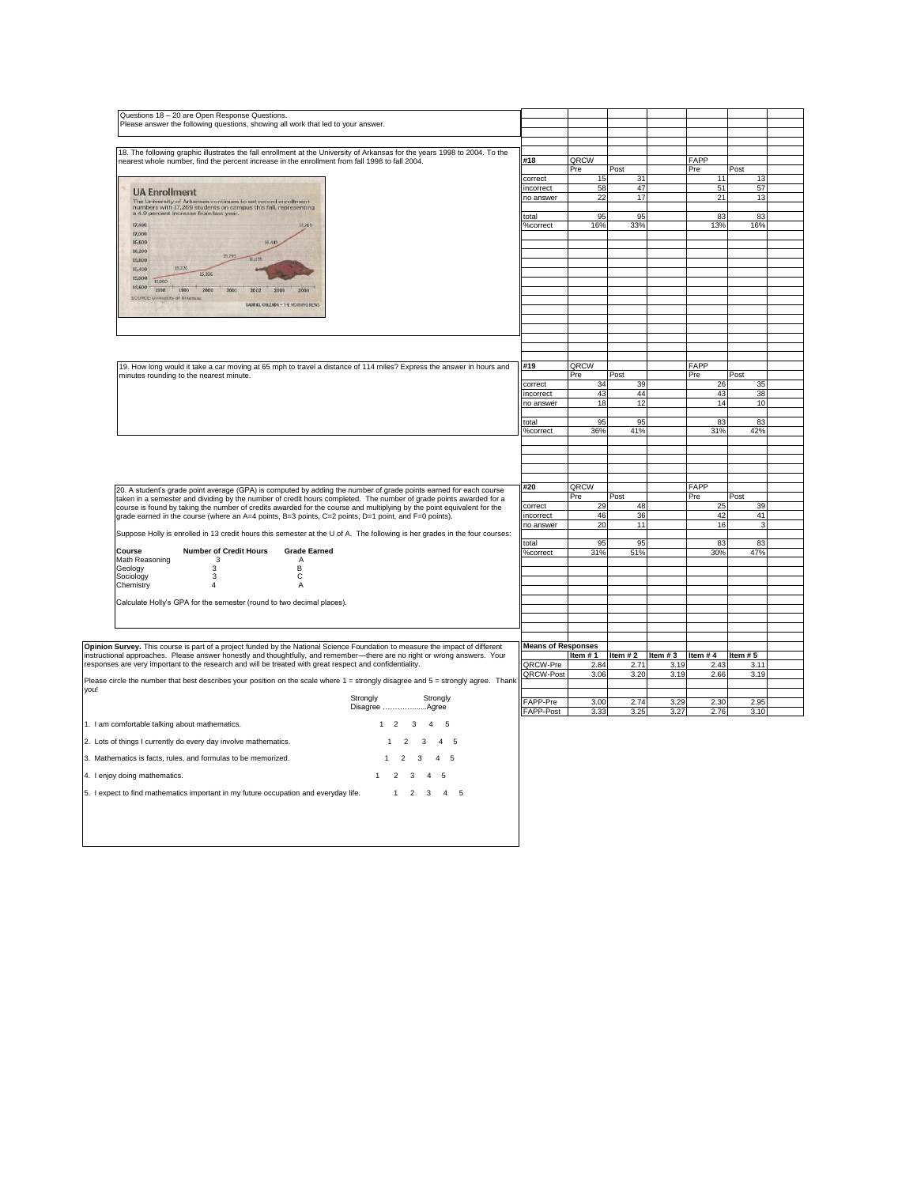Questions 18 – 20 are Open Response Questions.
Please answer the following questions, showing all work that led to your answer.

18. The following graphic illustrates the fall enrollment at the University of Arkansas for the years 1998 to 2004. To the nearest whole number, find the percent increase in the enrollment from fall 1998 to fall 2004.

UA Enrollment

The University of Arkansas continues to set record enrollment numbers with 17,269 students on campus this fall, representing a 4.9 percent increase from last year.

17,400
17,000
16,600
16,200
15,800
15,400
15,000
14,600

15,000 15,226 15,396 15,795 16,035 16,449 17,269

1998 1999 2000 2001 2002 2003 2004

SOURCE: University of Arkansas

GABRIEL CALZADA • THE MORNING NEWS

| #18 | QRCW | | FAPP | |
|---|---|---|---|---|
| | Pre | Post | Pre | Post |
| correct | 15 | 31 | 11 | 13 |
| incorrect | 58 | 47 | 51 | 57 |
| no answer | 22 | 17 | 21 | 13 |
| total | 95 | 95 | 83 | 83 |
| %correct | 16% | 33% | 13% | 16% |

19. How long would it take a car moving at 65 mph to travel a distance of 114 miles? Express the answer in hours and minutes rounding to the nearest minute.

| #19 | QRCW | | FAPP | |
|---|---|---|---|---|
| | Pre | Post | Pre | Post |
| correct | 34 | 39 | 26 | 35 |
| incorrect | 43 | 44 | 43 | 38 |
| no answer | 18 | 12 | 14 | 10 |
| total | 95 | 95 | 83 | 83 |
| %correct | 36% | 41% | 31% | 42% |

20. A student's grade point average (GPA) is computed by adding the number of grade points earned for each course taken in a semester and dividing by the number of credit hours completed. The number of grade points awarded for a course is found by taking the number of credits awarded for the course and multiplying by the point equivalent for the grade earned in the course (where an A=4 points, B=3 points, C=2 points, D=1 point, and F=0 points).

Suppose Holly is enrolled in 13 credit hours this semester at the U of A. The following is her grades in the four courses:

| Course | Number of Credit Hours | Grade Earned |
|---|---|---|
| Math Reasoning | 3 | A |
| Geology | 3 | B |
| Sociology | 3 | C |
| Chemistry | 4 | A |

Calculate Holly's GPA for the semester (round to two decimal places).

| #20 | QRCW | | FAPP | |
|---|---|---|---|---|
| | Pre | Post | Pre | Post |
| correct | 29 | 48 | 25 | 39 |
| incorrect | 46 | 36 | 42 | 41 |
| no answer | 20 | 11 | 16 | 3 |
| total | 95 | 95 | 83 | 83 |
| %correct | 31% | 51% | 30% | 47% |

**Opinion Survey.** This course is part of a project funded by the National Science Foundation to measure the impact of different instructional approaches. Please answer honestly and thoughtfully, and remember—there are no right or wrong answers. Your responses are very important to the research and will be treated with great respect and confidentiality.

Please circle the number that best describes your position on the scale where 1 = strongly disagree and 5 = strongly agree. Thank you!

Strongly Disagree ……………….Strongly Agree

1. I am comfortable talking about mathematics. 1 2 3 4 5
2. Lots of things I currently do every day involve mathematics. 1 2 3 4 5
3. Mathematics is facts, rules, and formulas to be memorized. 1 2 3 4 5
4. I enjoy doing mathematics. 1 2 3 4 5
5. I expect to find mathematics important in my future occupation and everyday life. 1 2 3 4 5

| Means of Responses | Item # 1 | Item # 2 | Item # 3 | Item # 4 | Item # 5 |
|---|---|---|---|---|---|
| QRCW-Pre | 2.84 | 2.71 | 3.19 | 2.43 | 3.11 |
| QRCW-Post | 3.06 | 3.20 | 3.19 | 2.66 | 3.19 |
| FAPP-Pre | 3.00 | 2.74 | 3.29 | 2.30 | 2.95 |
| FAPP-Post | 3.33 | 3.25 | 3.27 | 2.76 | 3.10 |